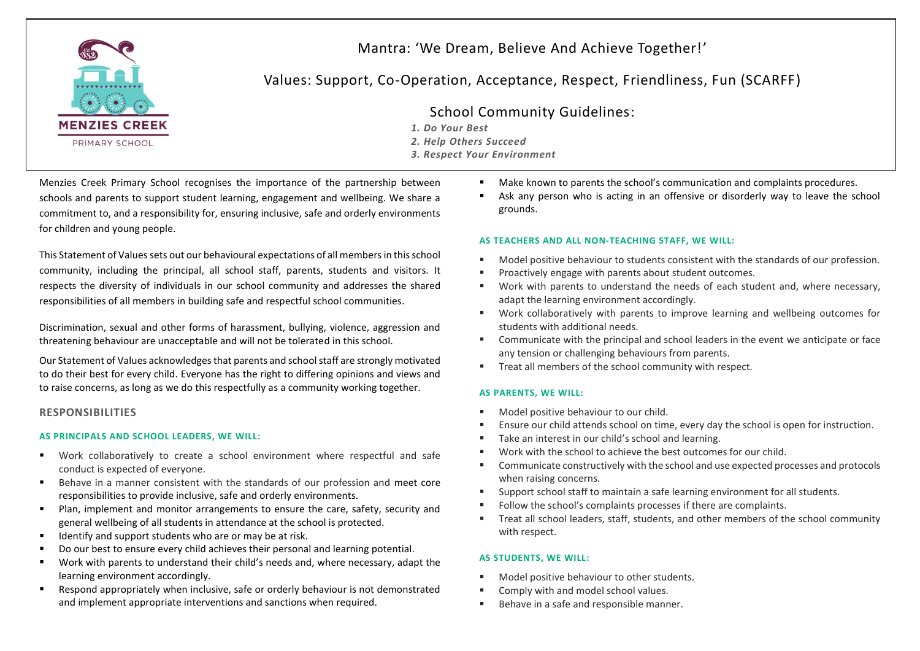Mantra: 'We Dream, Believe And Achieve Together!'

Values: Support, Co-Operation, Acceptance, Respect, Friendliness, Fun (SCARFF)

School Community Guidelines:

1. *Do Your Best*
2. *Help Others Succeed*
3. *Respect Your Environment*

Menzies Creek Primary School recognises the importance of the partnership between schools and parents to support student learning, engagement and wellbeing. We share a commitment to, and a responsibility for, ensuring inclusive, safe and orderly environments for children and young people.

This Statement of Values sets out our behavioural expectations of all members in this school community, including the principal, all school staff, parents, students and visitors. It respects the diversity of individuals in our school community and addresses the shared responsibilities of all members in building safe and respectful school communities.

Discrimination, sexual and other forms of harassment, bullying, violence, aggression and threatening behaviour are unacceptable and will not be tolerated in this school.

Our Statement of Values acknowledges that parents and school staff are strongly motivated to do their best for every child. Everyone has the right to differing opinions and views and to raise concerns, as long as we do this respectfully as a community working together.

## RESPONSIBILITIES

### AS PRINCIPALS AND SCHOOL LEADERS, WE WILL:

- Work collaboratively to create a school environment where respectful and safe conduct is expected of everyone.
- Behave in a manner consistent with the standards of our profession and meet core responsibilities to provide inclusive, safe and orderly environments.
- Plan, implement and monitor arrangements to ensure the care, safety, security and general wellbeing of all students in attendance at the school is protected.
- Identify and support students who are or may be at risk.
- Do our best to ensure every child achieves their personal and learning potential.
- Work with parents to understand their child's needs and, where necessary, adapt the learning environment accordingly.
- Respond appropriately when inclusive, safe or orderly behaviour is not demonstrated and implement appropriate interventions and sanctions when required.
- Make known to parents the school's communication and complaints procedures.
- Ask any person who is acting in an offensive or disorderly way to leave the school grounds.

### AS TEACHERS AND ALL NON-TEACHING STAFF, WE WILL:

- Model positive behaviour to students consistent with the standards of our profession.
- Proactively engage with parents about student outcomes.
- Work with parents to understand the needs of each student and, where necessary, adapt the learning environment accordingly.
- Work collaboratively with parents to improve learning and wellbeing outcomes for students with additional needs.
- Communicate with the principal and school leaders in the event we anticipate or face any tension or challenging behaviours from parents.
- Treat all members of the school community with respect.

### AS PARENTS, WE WILL:

- Model positive behaviour to our child.
- Ensure our child attends school on time, every day the school is open for instruction.
- Take an interest in our child's school and learning.
- Work with the school to achieve the best outcomes for our child.
- Communicate constructively with the school and use expected processes and protocols when raising concerns.
- Support school staff to maintain a safe learning environment for all students.
- Follow the school's complaints processes if there are complaints.
- Treat all school leaders, staff, students, and other members of the school community with respect.

### AS STUDENTS, WE WILL:

- Model positive behaviour to other students.
- Comply with and model school values.
- Behave in a safe and responsible manner.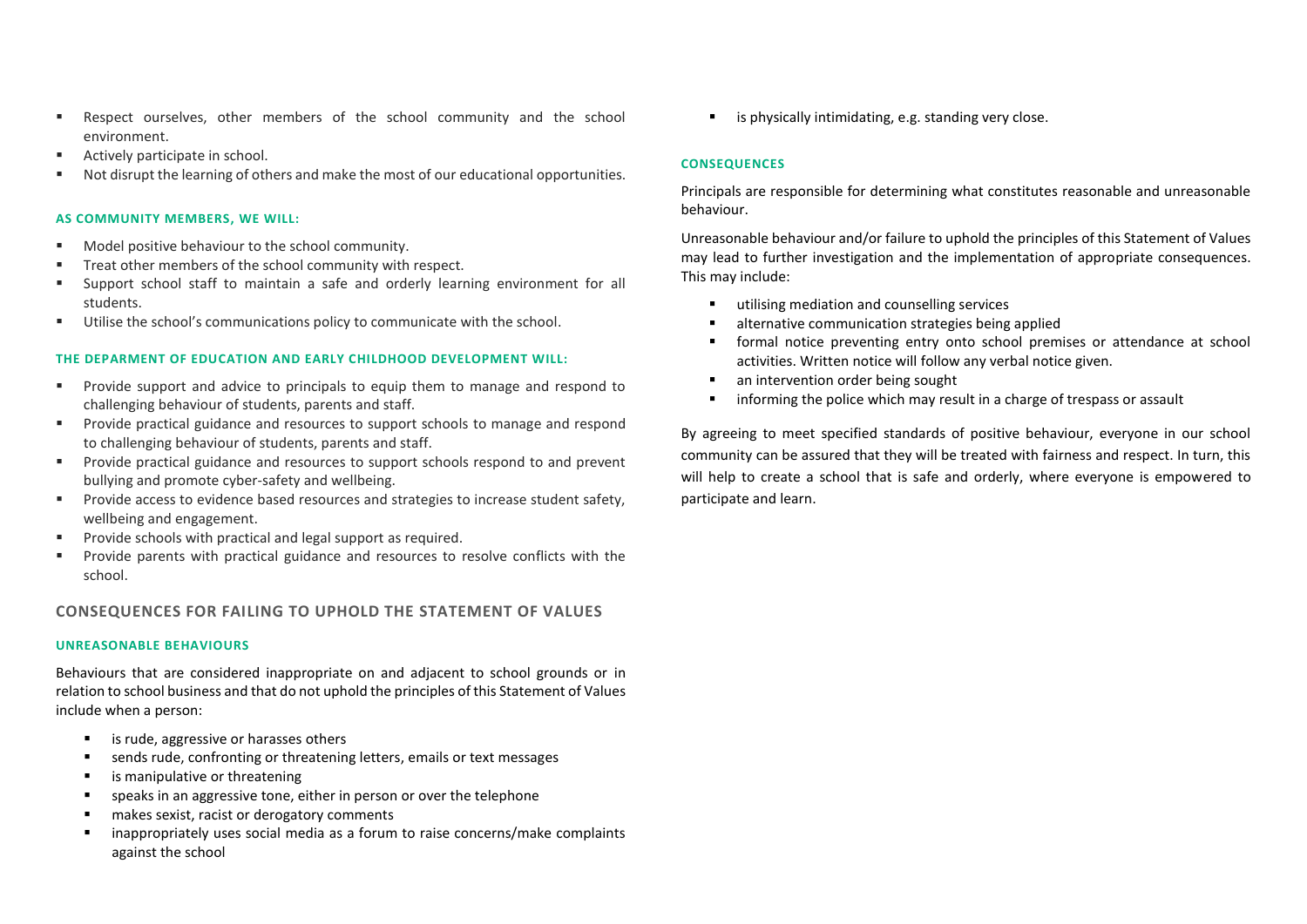- Respect ourselves, other members of the school community and the school environment.
- Actively participate in school.
- Not disrupt the learning of others and make the most of our educational opportunities.

#### AS COMMUNITY MEMBERS, WE WILL:

- Model positive behaviour to the school community.
- Treat other members of the school community with respect.
- Support school staff to maintain a safe and orderly learning environment for all students.
- Utilise the school's communications policy to communicate with the school.

#### THE DEPARMENT OF EDUCATION AND EARLY CHILDHOOD DEVELOPMENT WILL:

- Provide support and advice to principals to equip them to manage and respond to challenging behaviour of students, parents and staff.
- Provide practical guidance and resources to support schools to manage and respond to challenging behaviour of students, parents and staff.
- Provide practical guidance and resources to support schools respond to and prevent bullying and promote cyber-safety and wellbeing.
- Provide access to evidence based resources and strategies to increase student safety, wellbeing and engagement.
- Provide schools with practical and legal support as required.
- Provide parents with practical guidance and resources to resolve conflicts with the school.

### CONSEQUENCES FOR FAILING TO UPHOLD THE STATEMENT OF VALUES

#### UNREASONABLE BEHAVIOURS

Behaviours that are considered inappropriate on and adjacent to school grounds or in relation to school business and that do not uphold the principles of this Statement of Values include when a person:

- is rude, aggressive or harasses others
- sends rude, confronting or threatening letters, emails or text messages
- is manipulative or threatening
- speaks in an aggressive tone, either in person or over the telephone
- makes sexist, racist or derogatory comments
- inappropriately uses social media as a forum to raise concerns/make complaints against the school
- is physically intimidating, e.g. standing very close.

#### CONSEQUENCES

Principals are responsible for determining what constitutes reasonable and unreasonable behaviour.

Unreasonable behaviour and/or failure to uphold the principles of this Statement of Values may lead to further investigation and the implementation of appropriate consequences. This may include:

- utilising mediation and counselling services
- alternative communication strategies being applied
- formal notice preventing entry onto school premises or attendance at school activities. Written notice will follow any verbal notice given.
- an intervention order being sought
- informing the police which may result in a charge of trespass or assault

By agreeing to meet specified standards of positive behaviour, everyone in our school community can be assured that they will be treated with fairness and respect. In turn, this will help to create a school that is safe and orderly, where everyone is empowered to participate and learn.